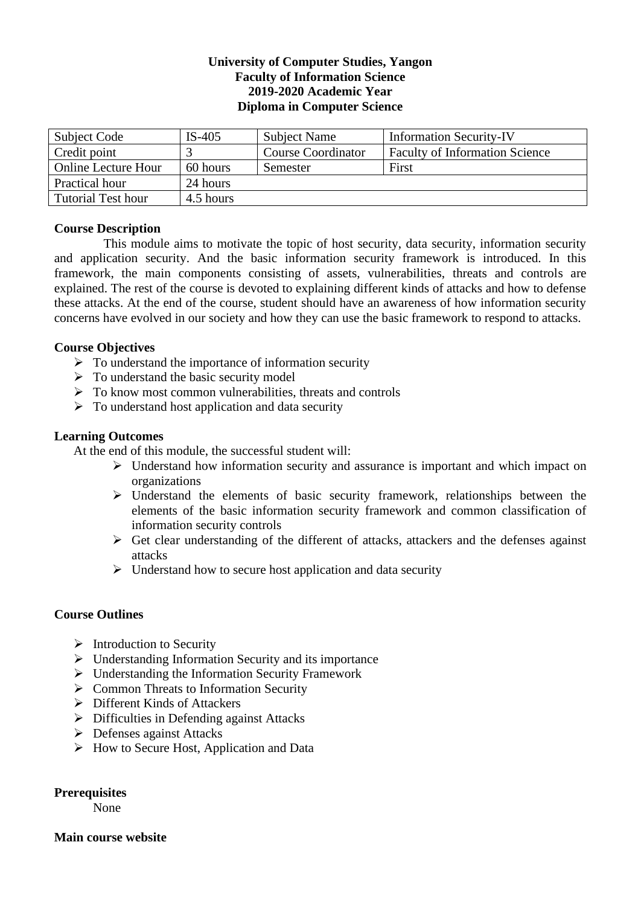**University of Computer Studies, Yangon**
**Faculty of Information Science**
**2019-2020 Academic Year**
**Diploma in Computer Science**

| Subject Code | IS-405 | Subject Name | Information Security-IV |
|---|---|---|---|
| Credit point | 3 | Course Coordinator | Faculty of Information Science |
| Online Lecture Hour | 60 hours | Semester | First |
| Practical hour | 24 hours | | |
| Tutorial Test hour | 4.5 hours | | |

**Course Description**

This module aims to motivate the topic of host security, data security, information security and application security. And the basic information security framework is introduced. In this framework, the main components consisting of assets, vulnerabilities, threats and controls are explained. The rest of the course is devoted to explaining different kinds of attacks and how to defense these attacks. At the end of the course, student should have an awareness of how information security concerns have evolved in our society and how they can use the basic framework to respond to attacks.

**Course Objectives**

- To understand the importance of information security
- To understand the basic security model
- To know most common vulnerabilities, threats and controls
- To understand host application and data security

**Learning Outcomes**

At the end of this module, the successful student will:

- Understand how information security and assurance is important and which impact on organizations
- Understand the elements of basic security framework, relationships between the elements of the basic information security framework and common classification of information security controls
- Get clear understanding of the different of attacks, attackers and the defenses against attacks
- Understand how to secure host application and data security

**Course Outlines**

- Introduction to Security
- Understanding Information Security and its importance
- Understanding the Information Security Framework
- Common Threats to Information Security
- Different Kinds of Attackers
- Difficulties in Defending against Attacks
- Defenses against Attacks
- How to Secure Host, Application and Data

**Prerequisites**

None

**Main course website**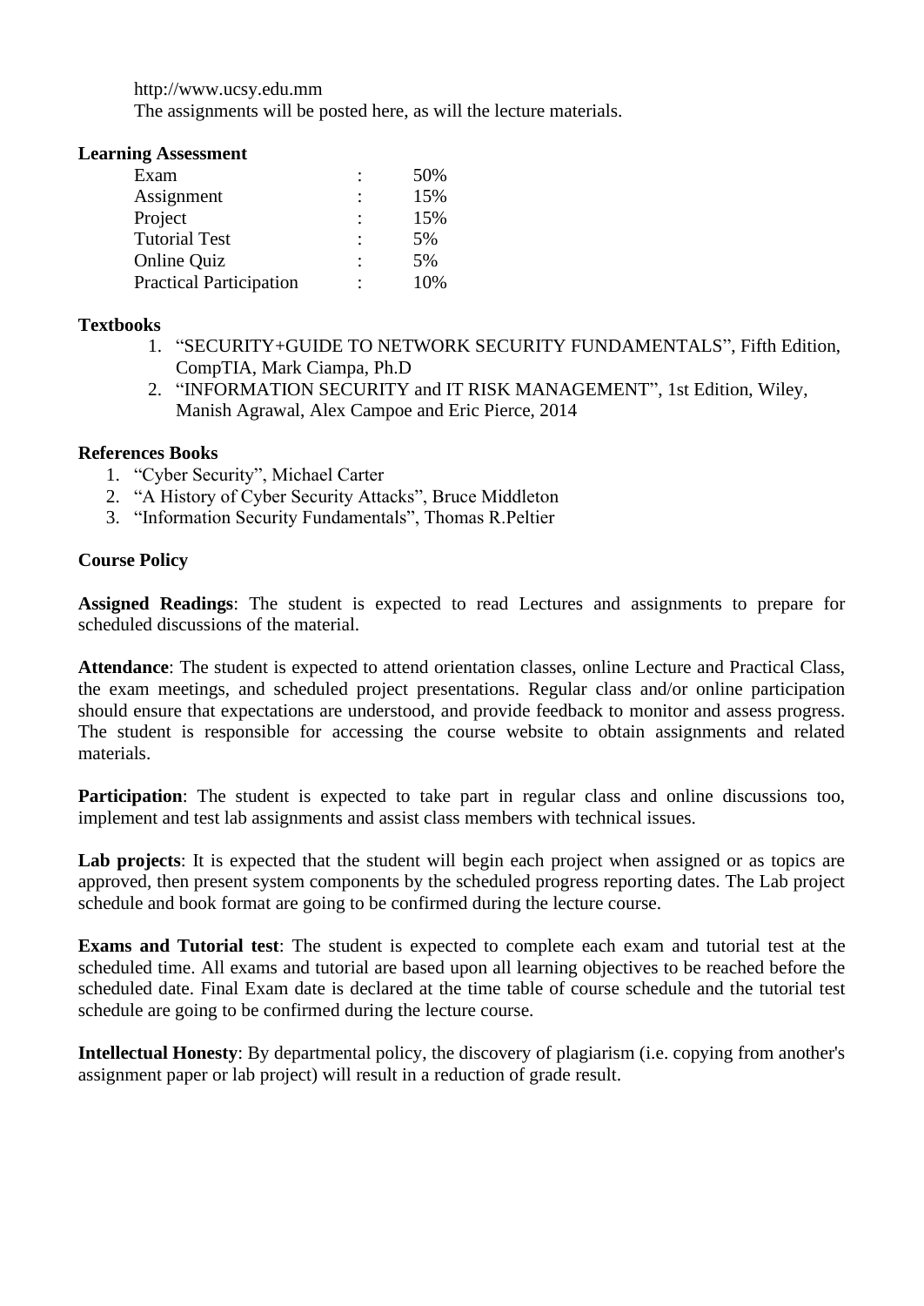http://www.ucsy.edu.mm
The assignments will be posted here, as will the lecture materials.

**Learning Assessment**

| | | |
|---|---|---|
| Exam | : | 50% |
| Assignment | : | 15% |
| Project | : | 15% |
| Tutorial Test | : | 5% |
| Online Quiz | : | 5% |
| Practical Participation | : | 10% |

**Textbooks**

1. "SECURITY+GUIDE TO NETWORK SECURITY FUNDAMENTALS", Fifth Edition, CompTIA, Mark Ciampa, Ph.D
2. "INFORMATION SECURITY and IT RISK MANAGEMENT", 1st Edition, Wiley, Manish Agrawal, Alex Campoe and Eric Pierce, 2014

**References Books**

1. "Cyber Security", Michael Carter
2. "A History of Cyber Security Attacks", Bruce Middleton
3. "Information Security Fundamentals", Thomas R.Peltier

**Course Policy**

**Assigned Readings**: The student is expected to read Lectures and assignments to prepare for scheduled discussions of the material.

**Attendance**: The student is expected to attend orientation classes, online Lecture and Practical Class, the exam meetings, and scheduled project presentations. Regular class and/or online participation should ensure that expectations are understood, and provide feedback to monitor and assess progress. The student is responsible for accessing the course website to obtain assignments and related materials.

**Participation**: The student is expected to take part in regular class and online discussions too, implement and test lab assignments and assist class members with technical issues.

**Lab projects**: It is expected that the student will begin each project when assigned or as topics are approved, then present system components by the scheduled progress reporting dates. The Lab project schedule and book format are going to be confirmed during the lecture course.

**Exams and Tutorial test**: The student is expected to complete each exam and tutorial test at the scheduled time. All exams and tutorial are based upon all learning objectives to be reached before the scheduled date. Final Exam date is declared at the time table of course schedule and the tutorial test schedule are going to be confirmed during the lecture course.

**Intellectual Honesty**: By departmental policy, the discovery of plagiarism (i.e. copying from another's assignment paper or lab project) will result in a reduction of grade result.